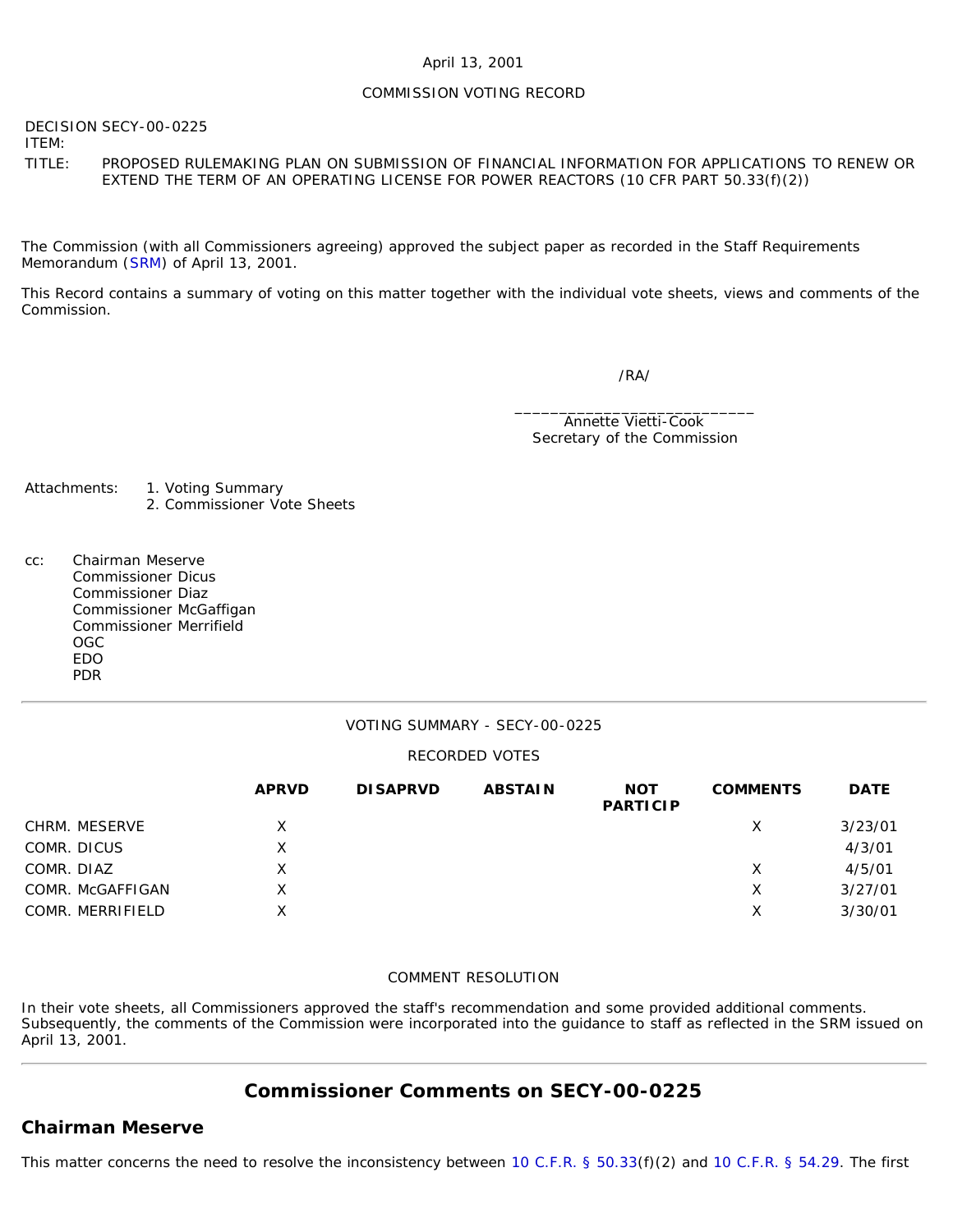April 13, 2001

COMMISSION VOTING RECORD

DECISION ITEM: SECY-00-0225

TITLE: PROPOSED RULEMAKING PLAN ON SUBMISSION OF FINANCIAL INFORMATION FOR APPLICATIONS TO RENEW OR EXTEND THE TERM OF AN OPERATING LICENSE FOR POWER REACTORS (10 CFR PART 50.33(f)(2))

The Commission (with all Commissioners agreeing) approved the subject paper as recorded in the Staff Requirements Memorandum (SRM) of April 13, 2001.

This Record contains a summary of voting on this matter together with the individual vote sheets, views and comments of the Commission.

/RA/

\_\_\_\_\_\_\_\_\_\_\_\_\_\_\_\_\_\_\_\_\_\_\_\_\_\_\_
Annette Vietti-Cook
Secretary of the Commission

Attachments:
1. Voting Summary
2. Commissioner Vote Sheets

cc: Chairman Meserve
Commissioner Dicus
Commissioner Diaz
Commissioner McGaffigan
Commissioner Merrifield
OGC
EDO
PDR

---

VOTING SUMMARY - SECY-00-0225

RECORDED VOTES

| | APRVD | DISAPRVD | ABSTAIN | NOT PARTICIP | COMMENTS | DATE |
|---|---|---|---|---|---|---|
| CHRM. MESERVE | X | | | | X | 3/23/01 |
| COMR. DICUS | X | | | | | 4/3/01 |
| COMR. DIAZ | X | | | | X | 4/5/01 |
| COMR. McGAFFIGAN | X | | | | X | 3/27/01 |
| COMR. MERRIFIELD | X | | | | X | 3/30/01 |

COMMENT RESOLUTION

In their vote sheets, all Commissioners approved the staff's recommendation and some provided additional comments. Subsequently, the comments of the Commission were incorporated into the guidance to staff as reflected in the SRM issued on April 13, 2001.

---

## Commissioner Comments on SECY-00-0225

### Chairman Meserve

This matter concerns the need to resolve the inconsistency between 10 C.F.R. § 50.33(f)(2) and 10 C.F.R. § 54.29. The first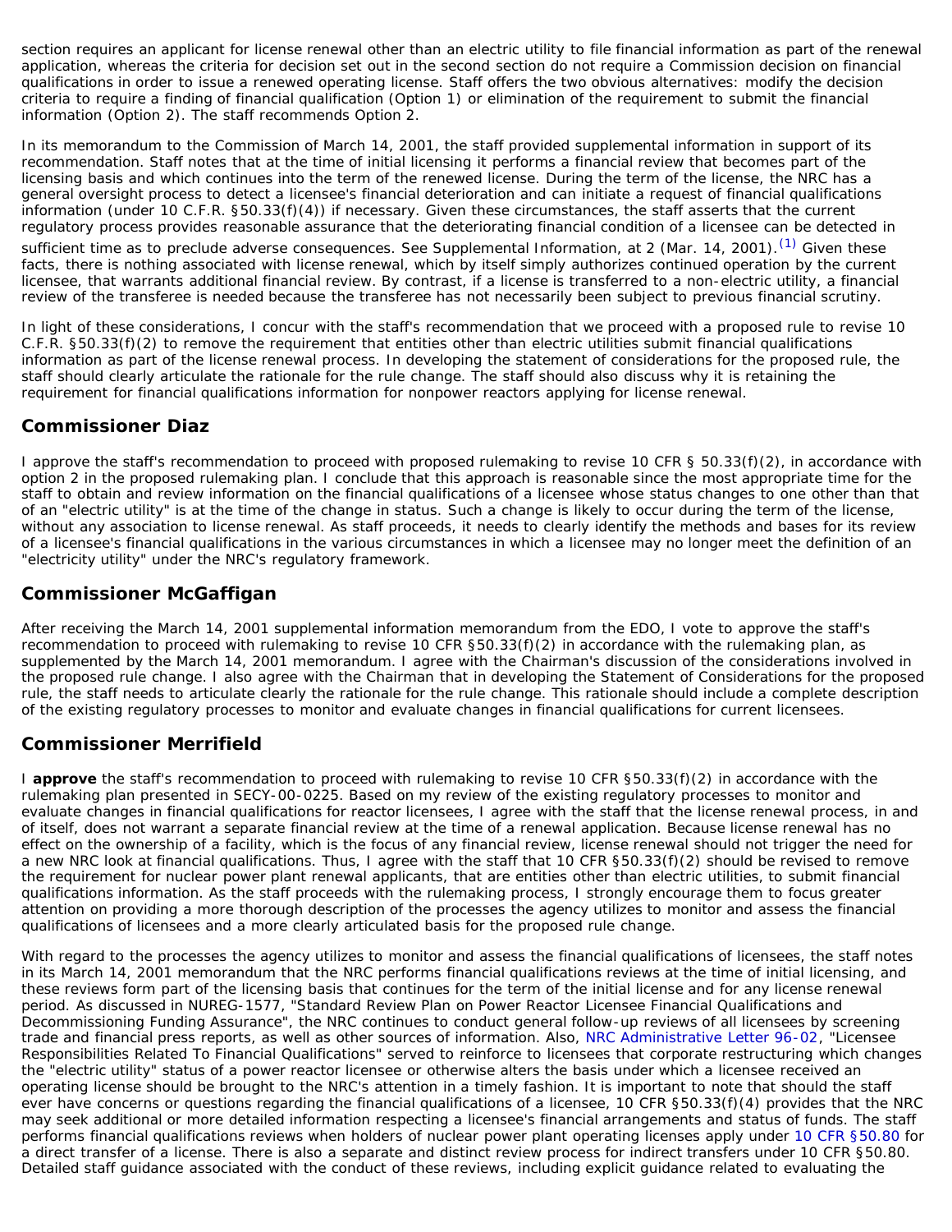section requires an applicant for license renewal other than an electric utility to file financial information as part of the renewal application, whereas the criteria for decision set out in the second section do not require a Commission decision on financial qualifications in order to issue a renewed operating license. Staff offers the two obvious alternatives: modify the decision criteria to require a finding of financial qualification (Option 1) or elimination of the requirement to submit the financial information (Option 2). The staff recommends Option 2.

In its memorandum to the Commission of March 14, 2001, the staff provided supplemental information in support of its recommendation. Staff notes that at the time of initial licensing it performs a financial review that becomes part of the licensing basis and which continues into the term of the renewed license. During the term of the license, the NRC has a general oversight process to detect a licensee's financial deterioration and can initiate a request of financial qualifications information (under 10 C.F.R. §50.33(f)(4)) if necessary. Given these circumstances, the staff asserts that the current regulatory process provides reasonable assurance that the deteriorating financial condition of a licensee can be detected in sufficient time as to preclude adverse consequences. See Supplemental Information, at 2 (Mar. 14, 2001).[(1)] Given these facts, there is nothing associated with license renewal, which by itself simply authorizes continued operation by the current licensee, that warrants additional financial review. By contrast, if a license is transferred to a non-electric utility, a financial review of the transferee is needed because the transferee has not necessarily been subject to previous financial scrutiny.

In light of these considerations, I concur with the staff's recommendation that we proceed with a proposed rule to revise 10 C.F.R. §50.33(f)(2) to remove the requirement that entities other than electric utilities submit financial qualifications information as part of the license renewal process. In developing the statement of considerations for the proposed rule, the staff should clearly articulate the rationale for the rule change. The staff should also discuss why it is retaining the requirement for financial qualifications information for nonpower reactors applying for license renewal.

## Commissioner Diaz

I approve the staff's recommendation to proceed with proposed rulemaking to revise 10 CFR § 50.33(f)(2), in accordance with option 2 in the proposed rulemaking plan. I conclude that this approach is reasonable since the most appropriate time for the staff to obtain and review information on the financial qualifications of a licensee whose status changes to one other than that of an "electric utility" is at the time of the change in status. Such a change is likely to occur during the term of the license, without any association to license renewal. As staff proceeds, it needs to clearly identify the methods and bases for its review of a licensee's financial qualifications in the various circumstances in which a licensee may no longer meet the definition of an "electricity utility" under the NRC's regulatory framework.

## Commissioner McGaffigan

After receiving the March 14, 2001 supplemental information memorandum from the EDO, I vote to approve the staff's recommendation to proceed with rulemaking to revise 10 CFR §50.33(f)(2) in accordance with the rulemaking plan, as supplemented by the March 14, 2001 memorandum. I agree with the Chairman's discussion of the considerations involved in the proposed rule change. I also agree with the Chairman that in developing the Statement of Considerations for the proposed rule, the staff needs to articulate clearly the rationale for the rule change. This rationale should include a complete description of the existing regulatory processes to monitor and evaluate changes in financial qualifications for current licensees.

## Commissioner Merrifield

I **approve** the staff's recommendation to proceed with rulemaking to revise 10 CFR §50.33(f)(2) in accordance with the rulemaking plan presented in SECY-00-0225. Based on my review of the existing regulatory processes to monitor and evaluate changes in financial qualifications for reactor licensees, I agree with the staff that the license renewal process, in and of itself, does not warrant a separate financial review at the time of a renewal application. Because license renewal has no effect on the ownership of a facility, which is the focus of any financial review, license renewal should not trigger the need for a new NRC look at financial qualifications. Thus, I agree with the staff that 10 CFR §50.33(f)(2) should be revised to remove the requirement for nuclear power plant renewal applicants, that are entities other than electric utilities, to submit financial qualifications information. As the staff proceeds with the rulemaking process, I strongly encourage them to focus greater attention on providing a more thorough description of the processes the agency utilizes to monitor and assess the financial qualifications of licensees and a more clearly articulated basis for the proposed rule change.

With regard to the processes the agency utilizes to monitor and assess the financial qualifications of licensees, the staff notes in its March 14, 2001 memorandum that the NRC performs financial qualifications reviews at the time of initial licensing, and these reviews form part of the licensing basis that continues for the term of the initial license and for any license renewal period. As discussed in NUREG-1577, "Standard Review Plan on Power Reactor Licensee Financial Qualifications and Decommissioning Funding Assurance", the NRC continues to conduct general follow-up reviews of all licensees by screening trade and financial press reports, as well as other sources of information. Also, NRC Administrative Letter 96-02, "Licensee Responsibilities Related To Financial Qualifications" served to reinforce to licensees that corporate restructuring which changes the "electric utility" status of a power reactor licensee or otherwise alters the basis under which a licensee received an operating license should be brought to the NRC's attention in a timely fashion. It is important to note that should the staff ever have concerns or questions regarding the financial qualifications of a licensee, 10 CFR §50.33(f)(4) provides that the NRC may seek additional or more detailed information respecting a licensee's financial arrangements and status of funds. The staff performs financial qualifications reviews when holders of nuclear power plant operating licenses apply under 10 CFR §50.80 for a direct transfer of a license. There is also a separate and distinct review process for indirect transfers under 10 CFR §50.80. Detailed staff guidance associated with the conduct of these reviews, including explicit guidance related to evaluating the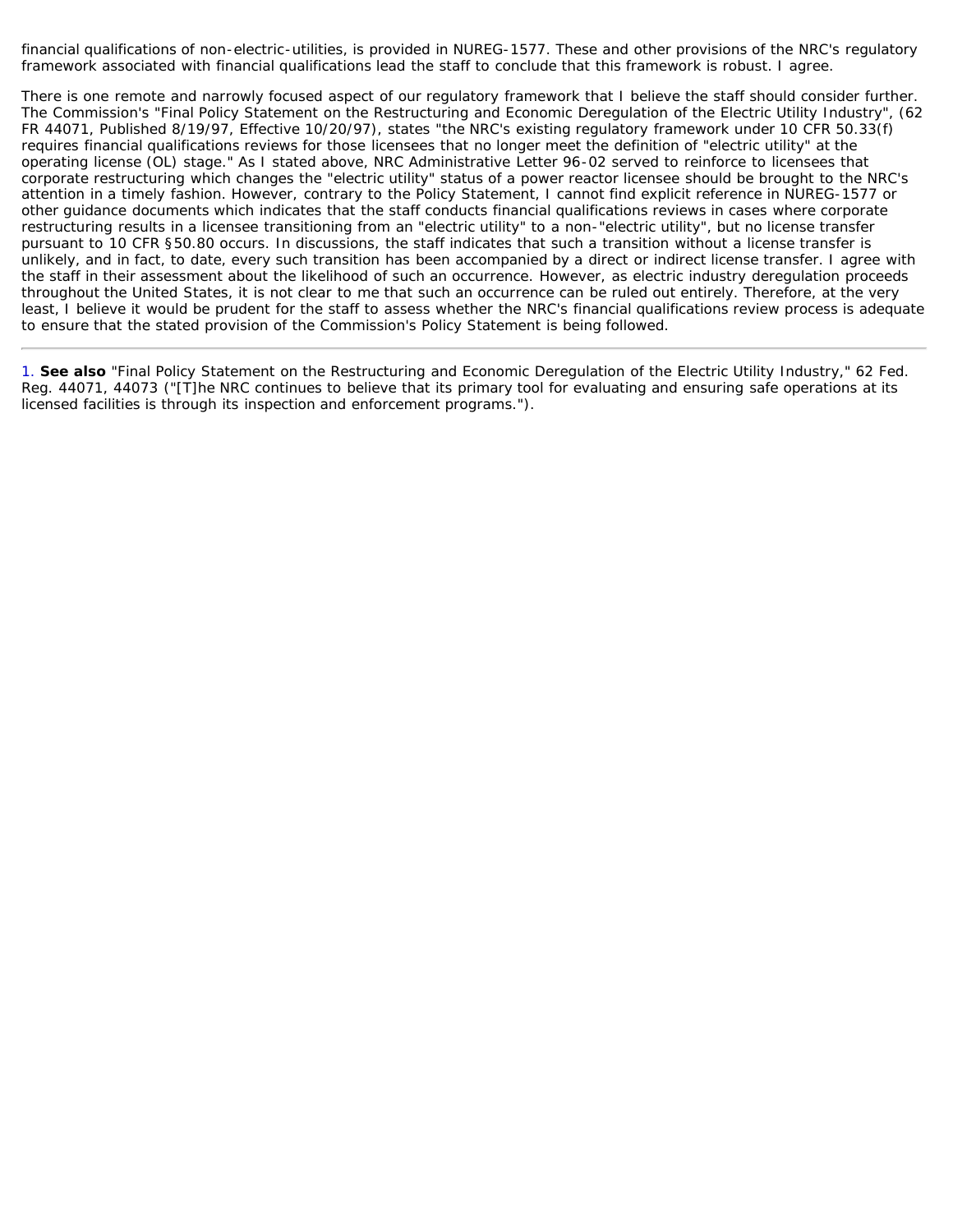financial qualifications of non-electric-utilities, is provided in NUREG-1577. These and other provisions of the NRC's regulatory framework associated with financial qualifications lead the staff to conclude that this framework is robust. I agree.

There is one remote and narrowly focused aspect of our regulatory framework that I believe the staff should consider further. The Commission's "Final Policy Statement on the Restructuring and Economic Deregulation of the Electric Utility Industry", (62 FR 44071, Published 8/19/97, Effective 10/20/97), states "the NRC's existing regulatory framework under 10 CFR 50.33(f) requires financial qualifications reviews for those licensees that no longer meet the definition of "electric utility" at the operating license (OL) stage." As I stated above, NRC Administrative Letter 96-02 served to reinforce to licensees that corporate restructuring which changes the "electric utility" status of a power reactor licensee should be brought to the NRC's attention in a timely fashion. However, contrary to the Policy Statement, I cannot find explicit reference in NUREG-1577 or other guidance documents which indicates that the staff conducts financial qualifications reviews in cases where corporate restructuring results in a licensee transitioning from an "electric utility" to a non-"electric utility", but no license transfer pursuant to 10 CFR §50.80 occurs. In discussions, the staff indicates that such a transition without a license transfer is unlikely, and in fact, to date, every such transition has been accompanied by a direct or indirect license transfer. I agree with the staff in their assessment about the likelihood of such an occurrence. However, as electric industry deregulation proceeds throughout the United States, it is not clear to me that such an occurrence can be ruled out entirely. Therefore, at the very least, I believe it would be prudent for the staff to assess whether the NRC's financial qualifications review process is adequate to ensure that the stated provision of the Commission's Policy Statement is being followed.

---

1. **See also** "Final Policy Statement on the Restructuring and Economic Deregulation of the Electric Utility Industry," 62 Fed. Reg. 44071, 44073 ("[T]he NRC continues to believe that its primary tool for evaluating and ensuring safe operations at its licensed facilities is through its inspection and enforcement programs.").